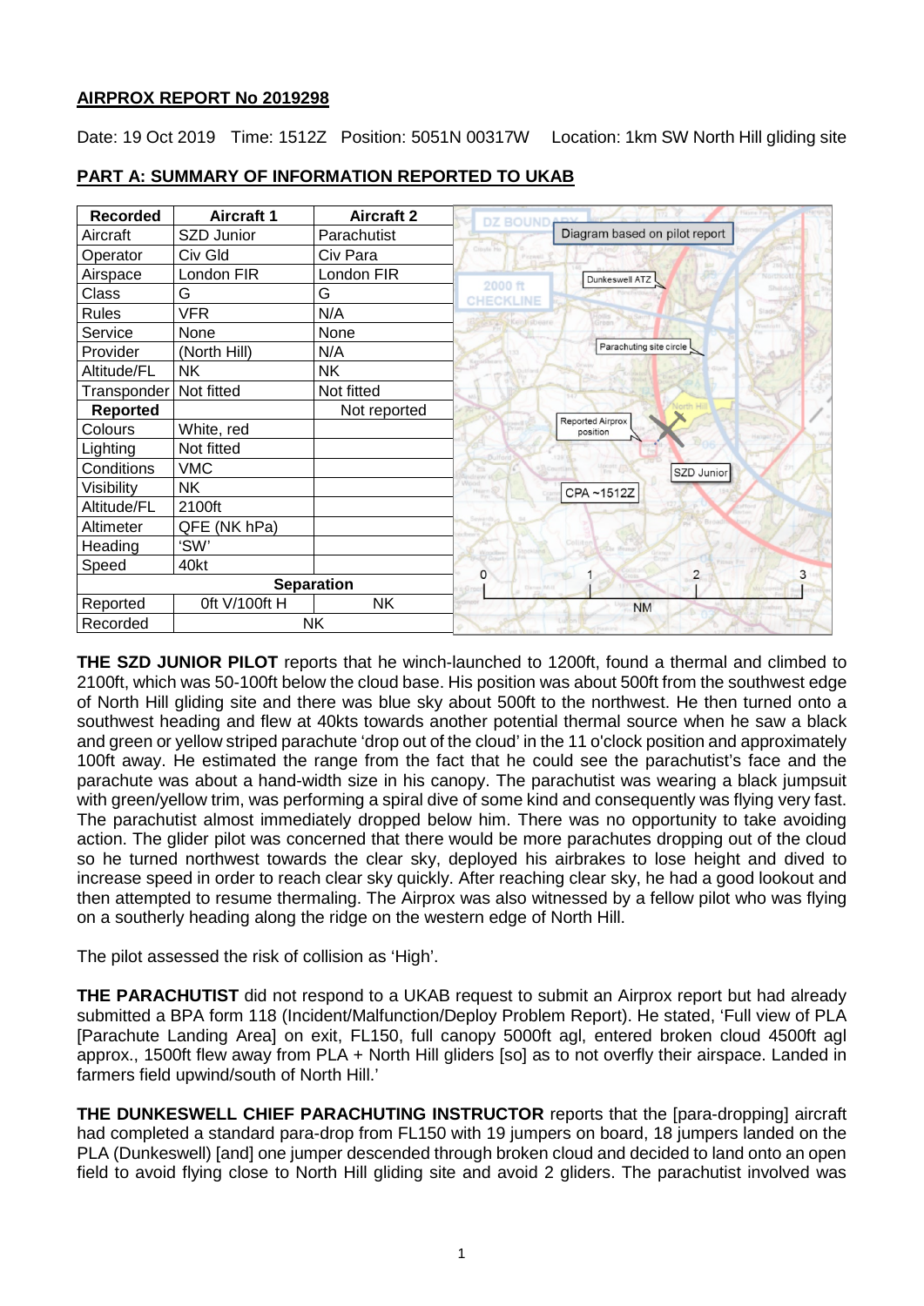**AIRPROX REPORT No 2019298**

Date: 19 Oct 2019 Time: 1512Z Position: 5051N 00317W Location: 1km SW North Hill gliding site

**PART A: SUMMARY OF INFORMATION REPORTED TO UKAB**

| Recorded | Aircraft 1 | Aircraft 2 |
|---|---|---|
| Aircraft | SZD Junior | Parachutist |
| Operator | Civ Gld | Civ Para |
| Airspace | London FIR | London FIR |
| Class | G | G |
| Rules | VFR | N/A |
| Service | None | None |
| Provider | (North Hill) | N/A |
| Altitude/FL | NK | NK |
| Transponder | Not fitted | Not fitted |
| **Reported** | | Not reported |
| Colours | White, red | |
| Lighting | Not fitted | |
| Conditions | VMC | |
| Visibility | NK | |
| Altitude/FL | 2100ft | |
| Altimeter | QFE (NK hPa) | |
| Heading | 'SW' | |
| Speed | 40kt | |
| **Separation** | | |
| Reported | 0ft V/100ft H | NK |
| Recorded | NK | |

**THE SZD JUNIOR PILOT** reports that he winch-launched to 1200ft, found a thermal and climbed to 2100ft, which was 50-100ft below the cloud base. His position was about 500ft from the southwest edge of North Hill gliding site and there was blue sky about 500ft to the northwest. He then turned onto a southwest heading and flew at 40kts towards another potential thermal source when he saw a black and green or yellow striped parachute 'drop out of the cloud' in the 11 o'clock position and approximately 100ft away. He estimated the range from the fact that he could see the parachutist's face and the parachute was about a hand-width size in his canopy. The parachutist was wearing a black jumpsuit with green/yellow trim, was performing a spiral dive of some kind and consequently was flying very fast. The parachutist almost immediately dropped below him. There was no opportunity to take avoiding action. The glider pilot was concerned that there would be more parachutes dropping out of the cloud so he turned northwest towards the clear sky, deployed his airbrakes to lose height and dived to increase speed in order to reach clear sky quickly. After reaching clear sky, he had a good lookout and then attempted to resume thermaling. The Airprox was also witnessed by a fellow pilot who was flying on a southerly heading along the ridge on the western edge of North Hill.

The pilot assessed the risk of collision as 'High'.

**THE PARACHUTIST** did not respond to a UKAB request to submit an Airprox report but had already submitted a BPA form 118 (Incident/Malfunction/Deploy Problem Report). He stated, 'Full view of PLA [Parachute Landing Area] on exit, FL150, full canopy 5000ft agl, entered broken cloud 4500ft agl approx., 1500ft flew away from PLA + North Hill gliders [so] as to not overfly their airspace. Landed in farmers field upwind/south of North Hill.'

**THE DUNKESWELL CHIEF PARACHUTING INSTRUCTOR** reports that the [para-dropping] aircraft had completed a standard para-drop from FL150 with 19 jumpers on board, 18 jumpers landed on the PLA (Dunkeswell) [and] one jumper descended through broken cloud and decided to land onto an open field to avoid flying close to North Hill gliding site and avoid 2 gliders. The parachutist involved was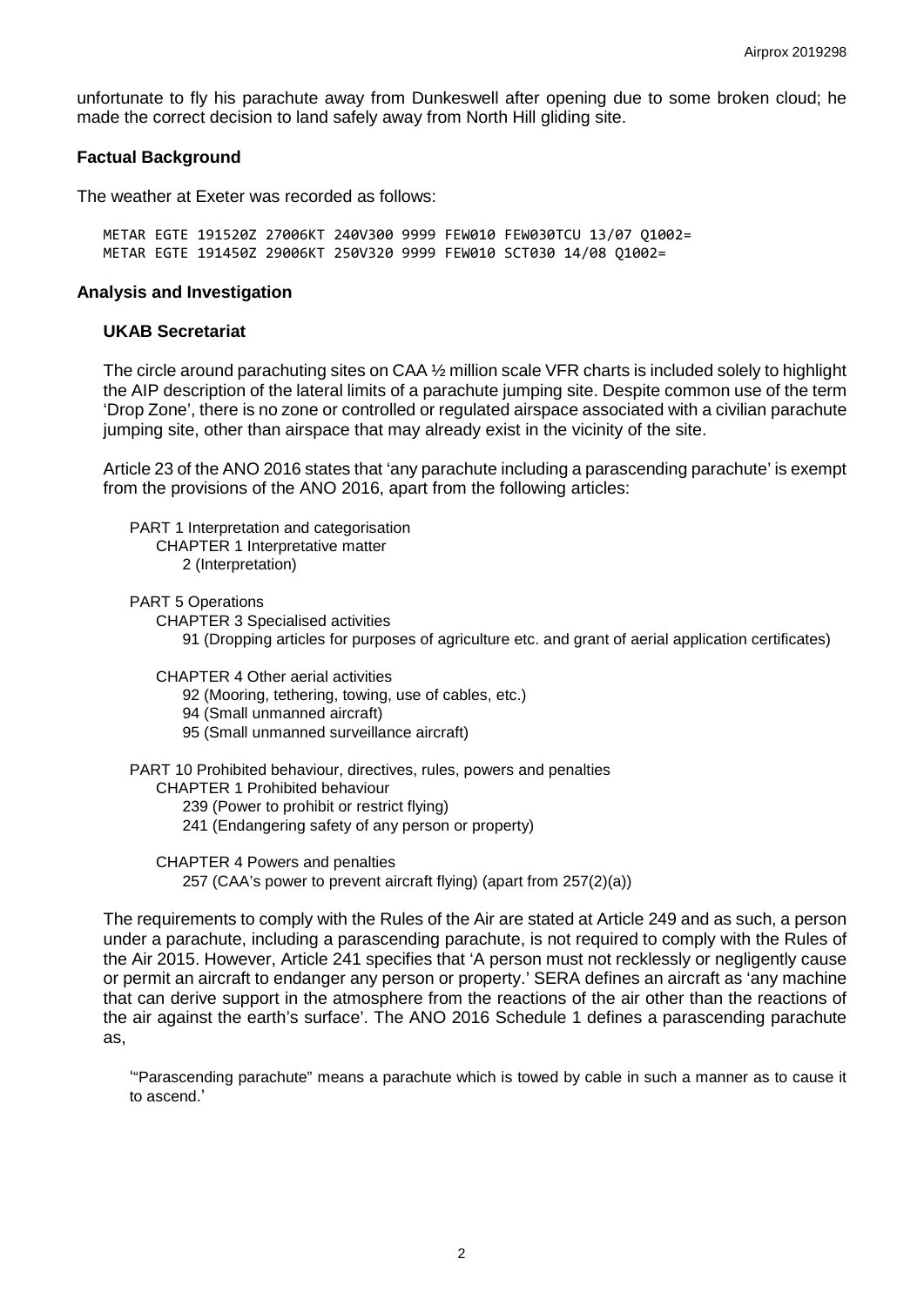unfortunate to fly his parachute away from Dunkeswell after opening due to some broken cloud; he made the correct decision to land safely away from North Hill gliding site.

### Factual Background

The weather at Exeter was recorded as follows:

```
METAR EGTE 191520Z 27006KT 240V300 9999 FEW010 FEW030TCU 13/07 Q1002=
METAR EGTE 191450Z 29006KT 250V320 9999 FEW010 SCT030 14/08 Q1002=
```

### Analysis and Investigation

#### UKAB Secretariat

The circle around parachuting sites on CAA ½ million scale VFR charts is included solely to highlight the AIP description of the lateral limits of a parachute jumping site. Despite common use of the term 'Drop Zone', there is no zone or controlled or regulated airspace associated with a civilian parachute jumping site, other than airspace that may already exist in the vicinity of the site.

Article 23 of the ANO 2016 states that 'any parachute including a parascending parachute' is exempt from the provisions of the ANO 2016, apart from the following articles:

PART 1 Interpretation and categorisation
  CHAPTER 1 Interpretative matter
    2 (Interpretation)

PART 5 Operations
  CHAPTER 3 Specialised activities
    91 (Dropping articles for purposes of agriculture etc. and grant of aerial application certificates)

  CHAPTER 4 Other aerial activities
    92 (Mooring, tethering, towing, use of cables, etc.)
    94 (Small unmanned aircraft)
    95 (Small unmanned surveillance aircraft)

PART 10 Prohibited behaviour, directives, rules, powers and penalties
  CHAPTER 1 Prohibited behaviour
    239 (Power to prohibit or restrict flying)
    241 (Endangering safety of any person or property)

  CHAPTER 4 Powers and penalties
    257 (CAA's power to prevent aircraft flying) (apart from 257(2)(a))

The requirements to comply with the Rules of the Air are stated at Article 249 and as such, a person under a parachute, including a parascending parachute, is not required to comply with the Rules of the Air 2015. However, Article 241 specifies that 'A person must not recklessly or negligently cause or permit an aircraft to endanger any person or property.' SERA defines an aircraft as 'any machine that can derive support in the atmosphere from the reactions of the air other than the reactions of the air against the earth's surface'. The ANO 2016 Schedule 1 defines a parascending parachute as,

'"Parascending parachute" means a parachute which is towed by cable in such a manner as to cause it to ascend.'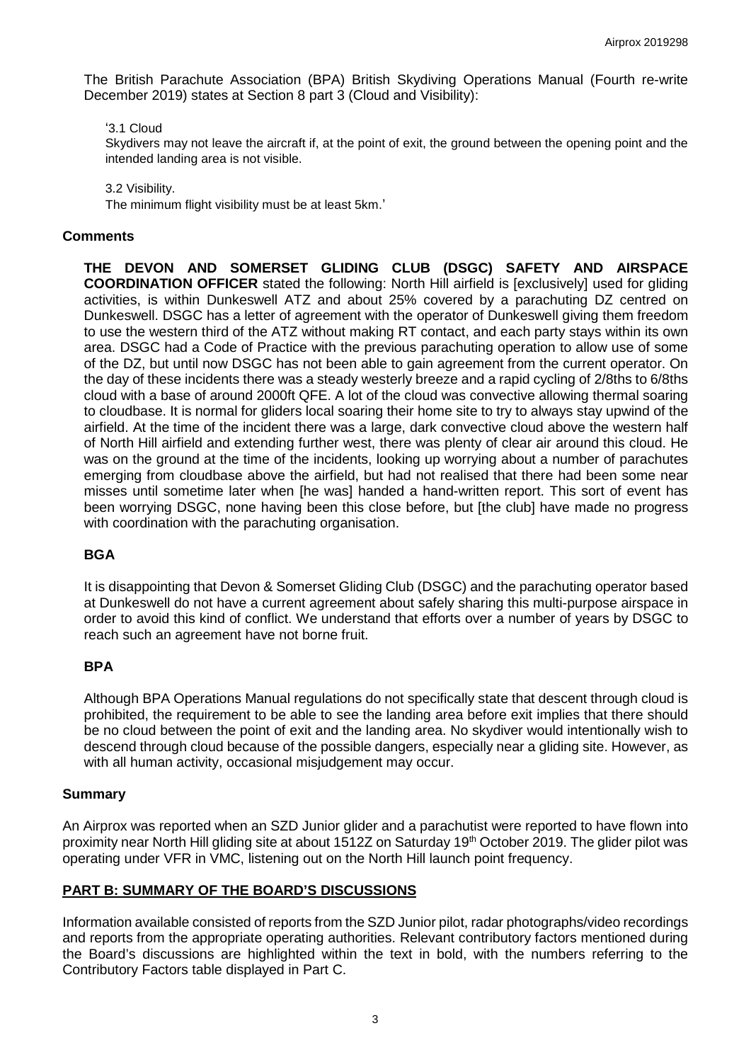The British Parachute Association (BPA) British Skydiving Operations Manual (Fourth re-write December 2019) states at Section 8 part 3 (Cloud and Visibility):

> '3.1 Cloud
> Skydivers may not leave the aircraft if, at the point of exit, the ground between the opening point and the intended landing area is not visible.
>
> 3.2 Visibility.
> The minimum flight visibility must be at least 5km.'

## Comments

**THE DEVON AND SOMERSET GLIDING CLUB (DSGC) SAFETY AND AIRSPACE COORDINATION OFFICER** stated the following: North Hill airfield is [exclusively] used for gliding activities, is within Dunkeswell ATZ and about 25% covered by a parachuting DZ centred on Dunkeswell. DSGC has a letter of agreement with the operator of Dunkeswell giving them freedom to use the western third of the ATZ without making RT contact, and each party stays within its own area. DSGC had a Code of Practice with the previous parachuting operation to allow use of some of the DZ, but until now DSGC has not been able to gain agreement from the current operator. On the day of these incidents there was a steady westerly breeze and a rapid cycling of 2/8ths to 6/8ths cloud with a base of around 2000ft QFE. A lot of the cloud was convective allowing thermal soaring to cloudbase. It is normal for gliders local soaring their home site to try to always stay upwind of the airfield. At the time of the incident there was a large, dark convective cloud above the western half of North Hill airfield and extending further west, there was plenty of clear air around this cloud. He was on the ground at the time of the incidents, looking up worrying about a number of parachutes emerging from cloudbase above the airfield, but had not realised that there had been some near misses until sometime later when [he was] handed a hand-written report. This sort of event has been worrying DSGC, none having been this close before, but [the club] have made no progress with coordination with the parachuting organisation.

### BGA

It is disappointing that Devon & Somerset Gliding Club (DSGC) and the parachuting operator based at Dunkeswell do not have a current agreement about safely sharing this multi-purpose airspace in order to avoid this kind of conflict. We understand that efforts over a number of years by DSGC to reach such an agreement have not borne fruit.

### BPA

Although BPA Operations Manual regulations do not specifically state that descent through cloud is prohibited, the requirement to be able to see the landing area before exit implies that there should be no cloud between the point of exit and the landing area. No skydiver would intentionally wish to descend through cloud because of the possible dangers, especially near a gliding site. However, as with all human activity, occasional misjudgement may occur.

## Summary

An Airprox was reported when an SZD Junior glider and a parachutist were reported to have flown into proximity near North Hill gliding site at about 1512Z on Saturday 19th October 2019. The glider pilot was operating under VFR in VMC, listening out on the North Hill launch point frequency.

## PART B: SUMMARY OF THE BOARD'S DISCUSSIONS

Information available consisted of reports from the SZD Junior pilot, radar photographs/video recordings and reports from the appropriate operating authorities. Relevant contributory factors mentioned during the Board's discussions are highlighted within the text in bold, with the numbers referring to the Contributory Factors table displayed in Part C.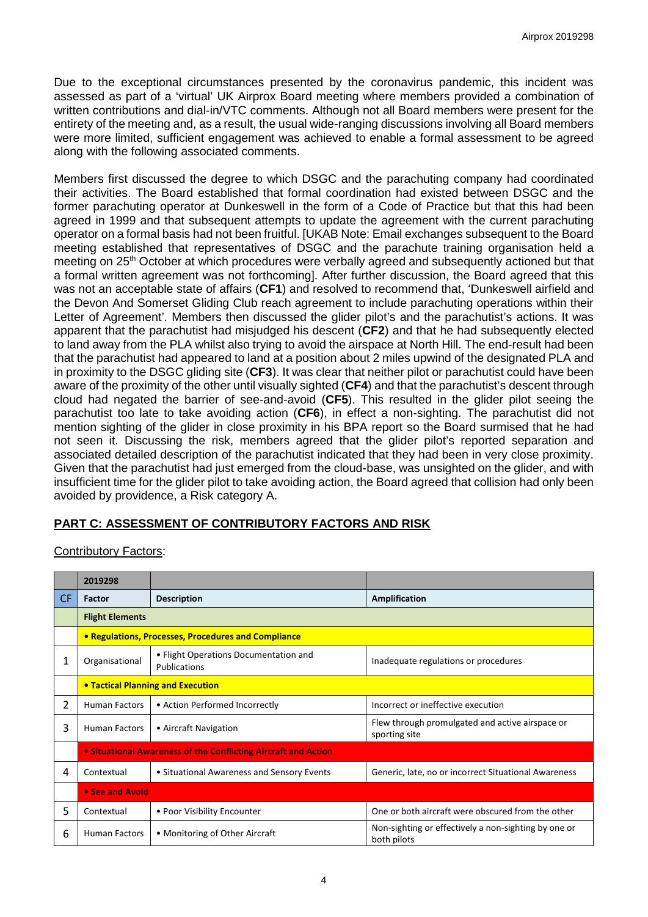Due to the exceptional circumstances presented by the coronavirus pandemic, this incident was assessed as part of a 'virtual' UK Airprox Board meeting where members provided a combination of written contributions and dial-in/VTC comments. Although not all Board members were present for the entirety of the meeting and, as a result, the usual wide-ranging discussions involving all Board members were more limited, sufficient engagement was achieved to enable a formal assessment to be agreed along with the following associated comments.

Members first discussed the degree to which DSGC and the parachuting company had coordinated their activities. The Board established that formal coordination had existed between DSGC and the former parachuting operator at Dunkeswell in the form of a Code of Practice but that this had been agreed in 1999 and that subsequent attempts to update the agreement with the current parachuting operator on a formal basis had not been fruitful. [UKAB Note: Email exchanges subsequent to the Board meeting established that representatives of DSGC and the parachute training organisation held a meeting on 25th October at which procedures were verbally agreed and subsequently actioned but that a formal written agreement was not forthcoming]. After further discussion, the Board agreed that this was not an acceptable state of affairs (**CF1**) and resolved to recommend that, 'Dunkeswell airfield and the Devon And Somerset Gliding Club reach agreement to include parachuting operations within their Letter of Agreement'. Members then discussed the glider pilot's and the parachutist's actions. It was apparent that the parachutist had misjudged his descent (**CF2**) and that he had subsequently elected to land away from the PLA whilst also trying to avoid the airspace at North Hill. The end-result had been that the parachutist had appeared to land at a position about 2 miles upwind of the designated PLA and in proximity to the DSGC gliding site (**CF3**). It was clear that neither pilot or parachutist could have been aware of the proximity of the other until visually sighted (**CF4**) and that the parachutist's descent through cloud had negated the barrier of see-and-avoid (**CF5**). This resulted in the glider pilot seeing the parachutist too late to take avoiding action (**CF6**), in effect a non-sighting. The parachutist did not mention sighting of the glider in close proximity in his BPA report so the Board surmised that he had not seen it. Discussing the risk, members agreed that the glider pilot's reported separation and associated detailed description of the parachutist indicated that they had been in very close proximity. Given that the parachutist had just emerged from the cloud-base, was unsighted on the glider, and with insufficient time for the glider pilot to take avoiding action, the Board agreed that collision had only been avoided by providence, a Risk category A.

## PART C: ASSESSMENT OF CONTRIBUTORY FACTORS AND RISK

Contributory Factors:

| | 2019298 | | |
|---|---|---|---|
| CF | Factor | Description | Amplification |
| | **Flight Elements** | | |
| | **• Regulations, Processes, Procedures and Compliance** | | |
| 1 | Organisational | • Flight Operations Documentation and Publications | Inadequate regulations or procedures |
| | **• Tactical Planning and Execution** | | |
| 2 | Human Factors | • Action Performed Incorrectly | Incorrect or ineffective execution |
| 3 | Human Factors | • Aircraft Navigation | Flew through promulgated and active airspace or sporting site |
| | **• Situational Awareness of the Conflicting Aircraft and Action** | | |
| 4 | Contextual | • Situational Awareness and Sensory Events | Generic, late, no or incorrect Situational Awareness |
| | **• See and Avoid** | | |
| 5 | Contextual | • Poor Visibility Encounter | One or both aircraft were obscured from the other |
| 6 | Human Factors | • Monitoring of Other Aircraft | Non-sighting or effectively a non-sighting by one or both pilots |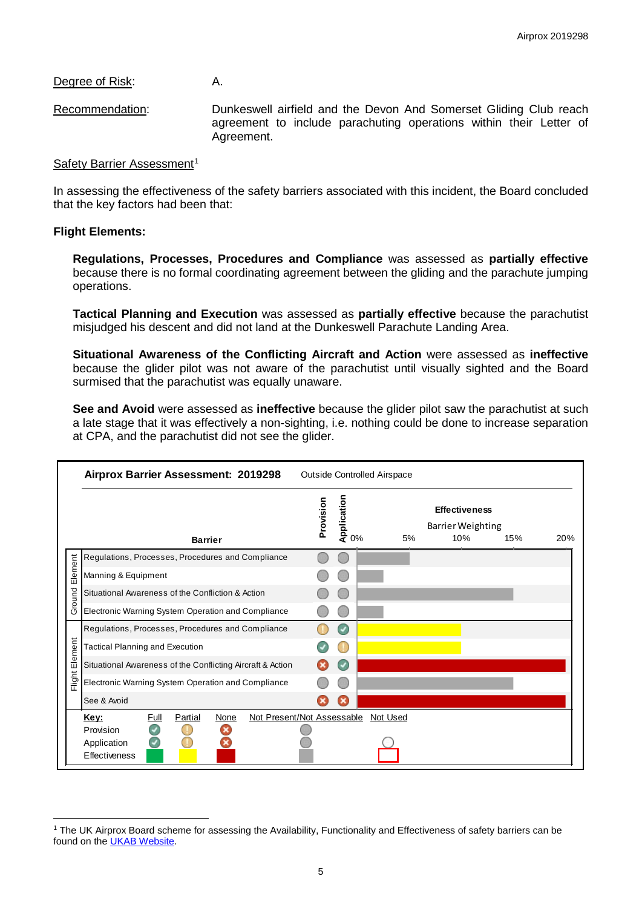Degree of Risk: A.

Recommendation: Dunkeswell airfield and the Devon And Somerset Gliding Club reach agreement to include parachuting operations within their Letter of Agreement.

Safety Barrier Assessment[1]

In assessing the effectiveness of the safety barriers associated with this incident, the Board concluded that the key factors had been that:

**Flight Elements:**

**Regulations, Processes, Procedures and Compliance** was assessed as **partially effective** because there is no formal coordinating agreement between the gliding and the parachute jumping operations.

**Tactical Planning and Execution** was assessed as **partially effective** because the parachutist misjudged his descent and did not land at the Dunkeswell Parachute Landing Area.

**Situational Awareness of the Conflicting Aircraft and Action** were assessed as **ineffective** because the glider pilot was not aware of the parachutist until visually sighted and the Board surmised that the parachutist was equally unaware.

**See and Avoid** were assessed as **ineffective** because the glider pilot saw the parachutist at such a late stage that it was effectively a non-sighting, i.e. nothing could be done to increase separation at CPA, and the parachutist did not see the glider.

**Airprox Barrier Assessment: 2019298**
Outside Controlled Airspace

Barrier
Provision
Application
Effectiveness
Barrier Weighting
0%
5%
10%
15%
20%

Ground Element
Regulations, Processes, Procedures and Compliance
Manning & Equipment
Situational Awareness of the Confliction & Action
Electronic Warning System Operation and Compliance

Flight Element
Regulations, Processes, Procedures and Compliance
Tactical Planning and Execution
Situational Awareness of the Conflicting Aircraft & Action
Electronic Warning System Operation and Compliance
See & Avoid

Key: Full Partial None Not Present/Not Assessable Not Used
Provision
Application
Effectiveness

[1] The UK Airprox Board scheme for assessing the Availability, Functionality and Effectiveness of safety barriers can be found on the UKAB Website.